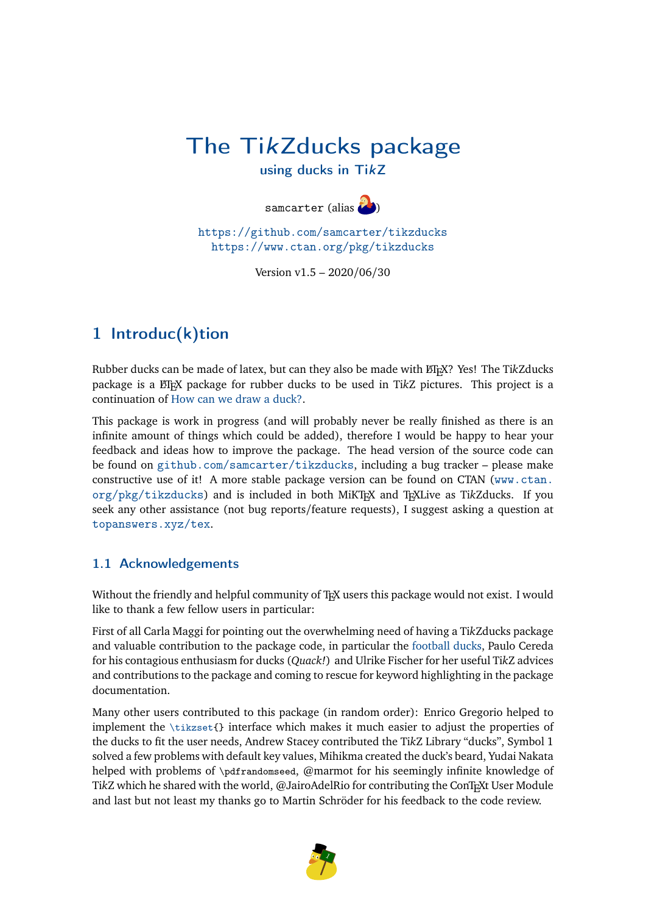# The TikZducks package

## using ducks in TikZ

samcarter (alias )

https://github.com/samcarter/tikzducks
https://www.ctan.org/pkg/tikzducks

Version v1.5 – 2020/06/30

## 1 Introduc(k)tion

Rubber ducks can be made of latex, but can they also be made with LaTeX? Yes! The TikZducks package is a LaTeX package for rubber ducks to be used in TikZ pictures. This project is a continuation of How can we draw a duck?.

This package is work in progress (and will probably never be really finished as there is an infinite amount of things which could be added), therefore I would be happy to hear your feedback and ideas how to improve the package. The head version of the source code can be found on `github.com/samcarter/tikzducks`, including a bug tracker – please make constructive use of it! A more stable package version can be found on CTAN (`www.ctan.org/pkg/tikzducks`) and is included in both MiKTeX and TeXLive as TikZducks. If you seek any other assistance (not bug reports/feature requests), I suggest asking a question at `topanswers.xyz/tex`.

### 1.1 Acknowledgements

Without the friendly and helpful community of TeX users this package would not exist. I would like to thank a few fellow users in particular:

First of all Carla Maggi for pointing out the overwhelming need of having a TikZducks package and valuable contribution to the package code, in particular the football ducks, Paulo Cereda for his contagious enthusiasm for ducks (*Quack!*) and Ulrike Fischer for her useful TikZ advices and contributions to the package and coming to rescue for keyword highlighting in the package documentation.

Many other users contributed to this package (in random order): Enrico Gregorio helped to implement the `\tikzset{}` interface which makes it much easier to adjust the properties of the ducks to fit the user needs, Andrew Stacey contributed the TikZ Library "ducks", Symbol 1 solved a few problems with default key values, Mihikma created the duck's beard, Yudai Nakata helped with problems of `\pdfrandomseed`, @marmot for his seemingly infinite knowledge of TikZ which he shared with the world, @JairoAdelRio for contributing the ConTeXt User Module and last but not least my thanks go to Martin Schröder for his feedback to the code review.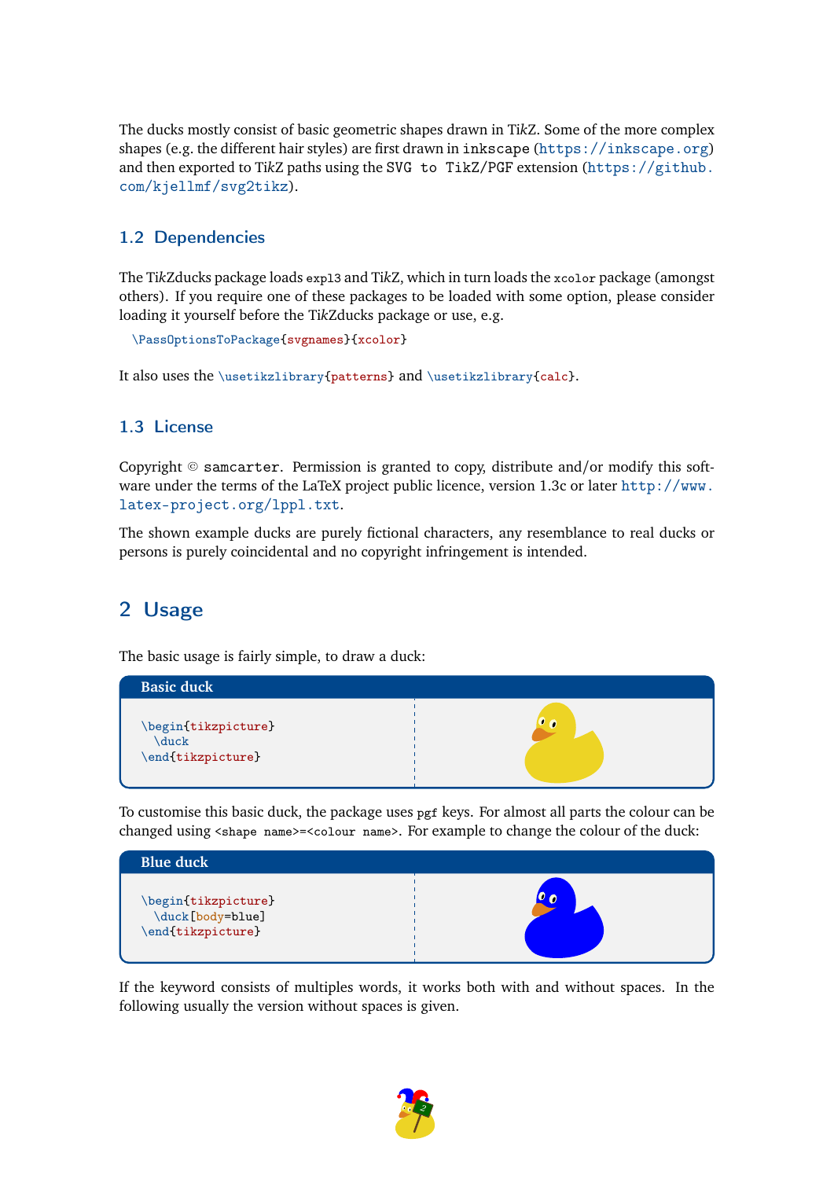The ducks mostly consist of basic geometric shapes drawn in TikZ. Some of the more complex shapes (e.g. the different hair styles) are first drawn in `inkscape` (`https://inkscape.org`) and then exported to TikZ paths using the `SVG to TikZ/PGF` extension (`https://github.com/kjellmf/svg2tikz`).

### 1.2 Dependencies

The TikZducks package loads `expl3` and TikZ, which in turn loads the `xcolor` package (amongst others). If you require one of these packages to be loaded with some option, please consider loading it yourself before the TikZducks package or use, e.g.

```
\PassOptionsToPackage{svgnames}{xcolor}
```

It also uses the `\usetikzlibrary{patterns}` and `\usetikzlibrary{calc}`.

### 1.3 License

Copyright © `samcarter`. Permission is granted to copy, distribute and/or modify this software under the terms of the LaTeX project public licence, version 1.3c or later `http://www.latex-project.org/lppl.txt`.

The shown example ducks are purely fictional characters, any resemblance to real ducks or persons is purely coincidental and no copyright infringement is intended.

## 2 Usage

The basic usage is fairly simple, to draw a duck:

**Basic duck**

```
\begin{tikzpicture}
  \duck
\end{tikzpicture}
```

To customise this basic duck, the package uses `pgf` keys. For almost all parts the colour can be changed using `<shape name>=<colour name>`. For example to change the colour of the duck:

**Blue duck**

```
\begin{tikzpicture}
  \duck[body=blue]
\end{tikzpicture}
```

If the keyword consists of multiples words, it works both with and without spaces. In the following usually the version without spaces is given.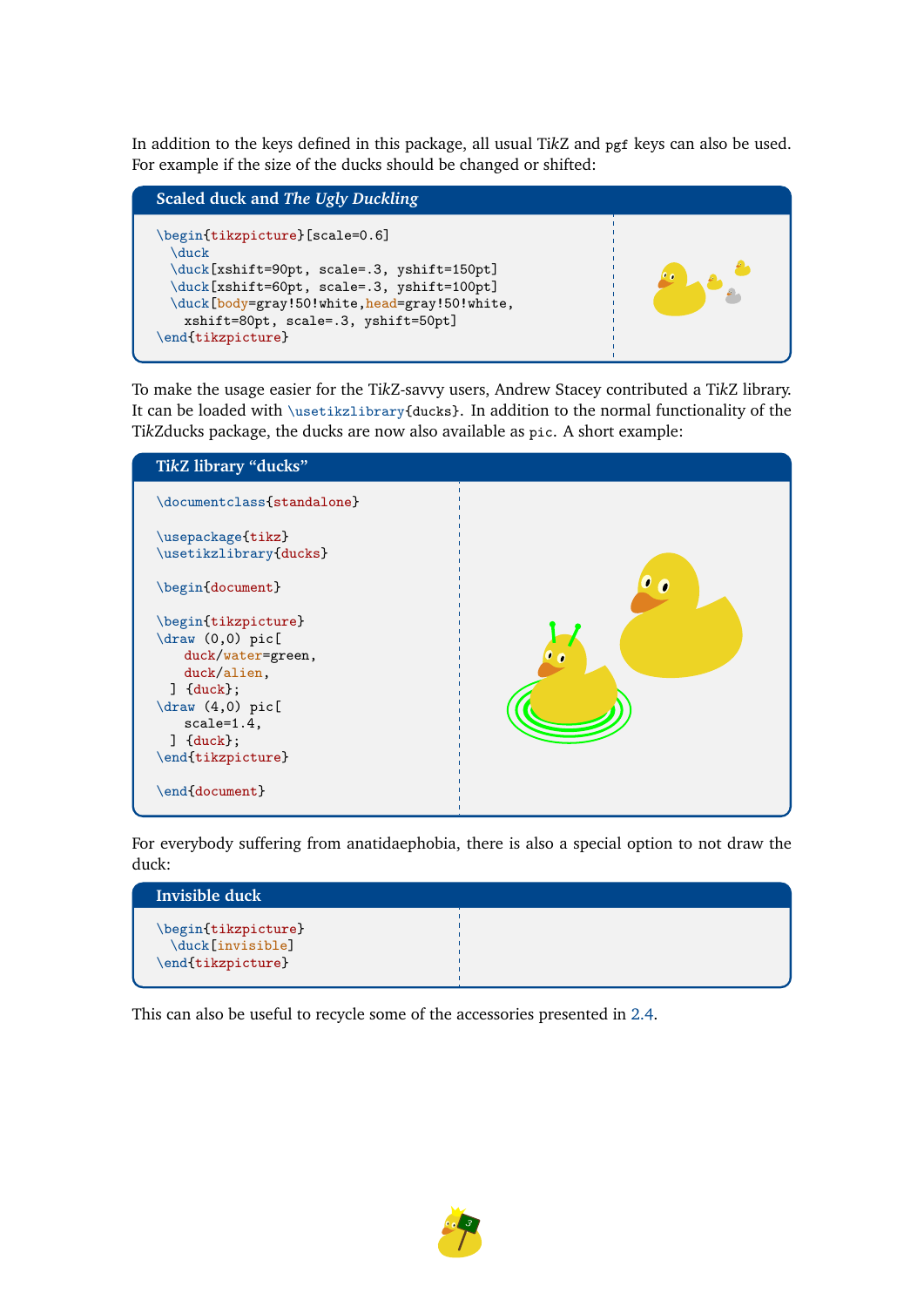In addition to the keys defined in this package, all usual TikZ and `pgf` keys can also be used. For example if the size of the ducks should be changed or shifted:

**Scaled duck and *The Ugly Duckling***

```
\begin{tikzpicture}[scale=0.6]
  \duck
  \duck[xshift=90pt, scale=.3, yshift=150pt]
  \duck[xshift=60pt, scale=.3, yshift=100pt]
  \duck[body=gray!50!white,head=gray!50!white,
    xshift=80pt, scale=.3, yshift=50pt]
\end{tikzpicture}
```

To make the usage easier for the TikZ-savvy users, Andrew Stacey contributed a TikZ library. It can be loaded with `\usetikzlibrary{ducks}`. In addition to the normal functionality of the TikZducks package, the ducks are now also available as `pic`. A short example:

**TikZ library “ducks”**

```
\documentclass{standalone}

\usepackage{tikz}
\usetikzlibrary{ducks}

\begin{document}

\begin{tikzpicture}
\draw (0,0) pic[
    duck/water=green,
    duck/alien,
  ] {duck};
\draw (4,0) pic[
    scale=1.4,
  ] {duck};
\end{tikzpicture}

\end{document}
```

For everybody suffering from anatidaephobia, there is also a special option to not draw the duck:

**Invisible duck**

```
\begin{tikzpicture}
  \duck[invisible]
\end{tikzpicture}
```

This can also be useful to recycle some of the accessories presented in 2.4.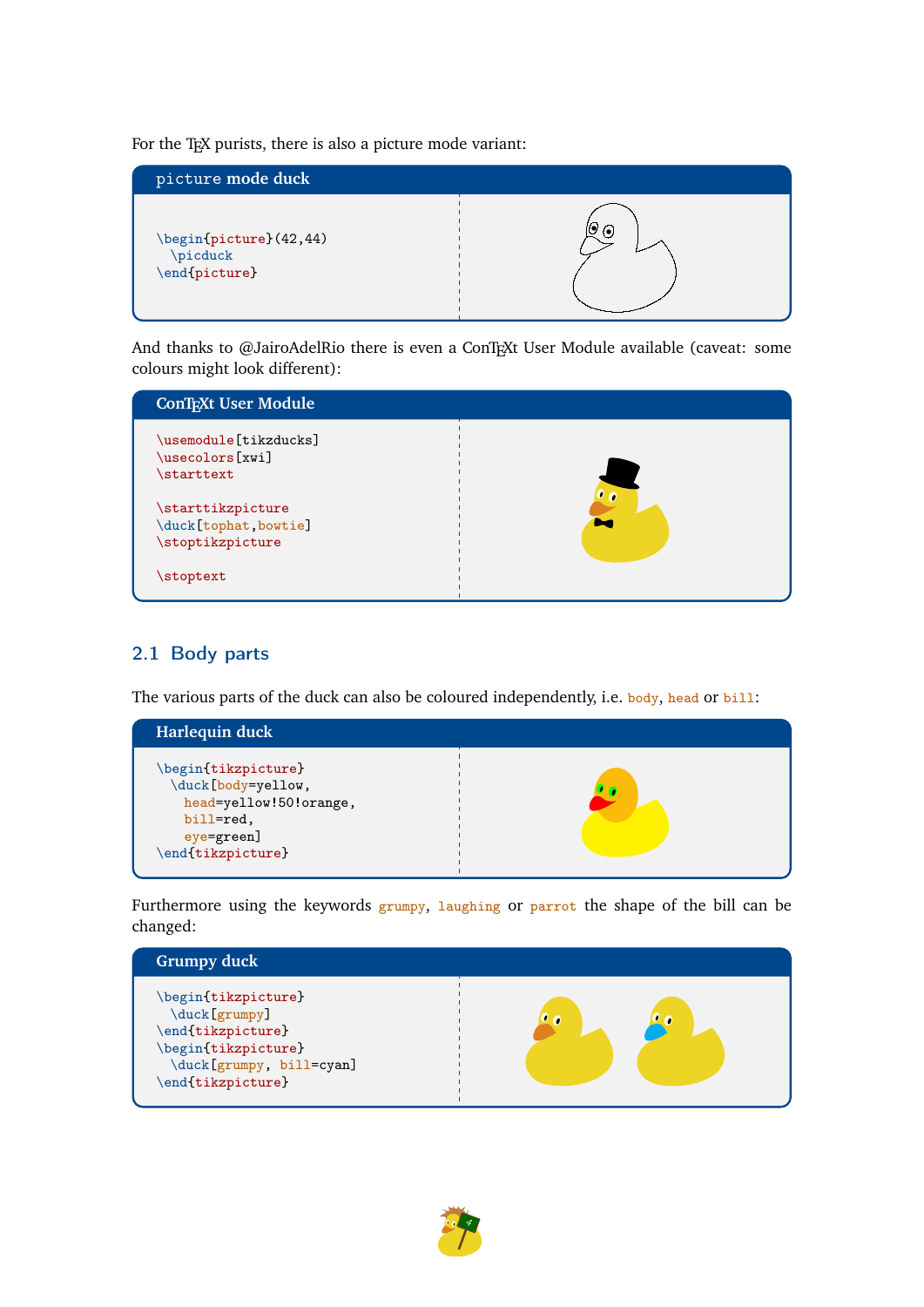For the TEX purists, there is also a picture mode variant:

**picture mode duck**

```
\begin{picture}(42,44)
  \picduck
\end{picture}
```

And thanks to @JairoAdelRio there is even a ConTEXt User Module available (caveat: some colours might look different):

**ConTEXt User Module**

```
\usemodule[tikzducks]
\usecolors[xwi]
\starttext

\starttikzpicture
\duck[tophat,bowtie]
\stoptikzpicture

\stoptext
```

## 2.1 Body parts

The various parts of the duck can also be coloured independently, i.e. `body`, `head` or `bill`:

**Harlequin duck**

```
\begin{tikzpicture}
  \duck[body=yellow,
    head=yellow!50!orange,
    bill=red,
    eye=green]
\end{tikzpicture}
```

Furthermore using the keywords `grumpy`, `laughing` or `parrot` the shape of the bill can be changed:

**Grumpy duck**

```
\begin{tikzpicture}
  \duck[grumpy]
\end{tikzpicture}
\begin{tikzpicture}
  \duck[grumpy, bill=cyan]
\end{tikzpicture}
```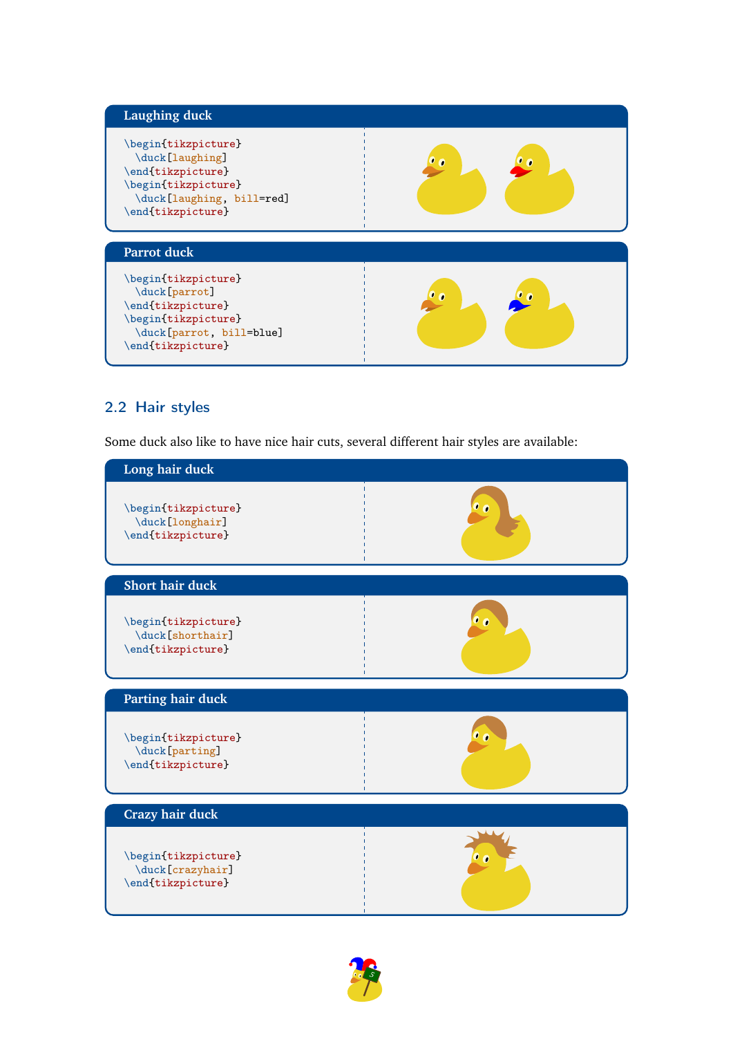**Laughing duck**

```
\begin{tikzpicture}
  \duck[laughing]
\end{tikzpicture}
\begin{tikzpicture}
  \duck[laughing, bill=red]
\end{tikzpicture}
```

**Parrot duck**

```
\begin{tikzpicture}
  \duck[parrot]
\end{tikzpicture}
\begin{tikzpicture}
  \duck[parrot, bill=blue]
\end{tikzpicture}
```

## 2.2 Hair styles

Some duck also like to have nice hair cuts, several different hair styles are available:

**Long hair duck**

```
\begin{tikzpicture}
  \duck[longhair]
\end{tikzpicture}
```

**Short hair duck**

```
\begin{tikzpicture}
  \duck[shorthair]
\end{tikzpicture}
```

**Parting hair duck**

```
\begin{tikzpicture}
  \duck[parting]
\end{tikzpicture}
```

**Crazy hair duck**

```
\begin{tikzpicture}
  \duck[crazyhair]
\end{tikzpicture}
```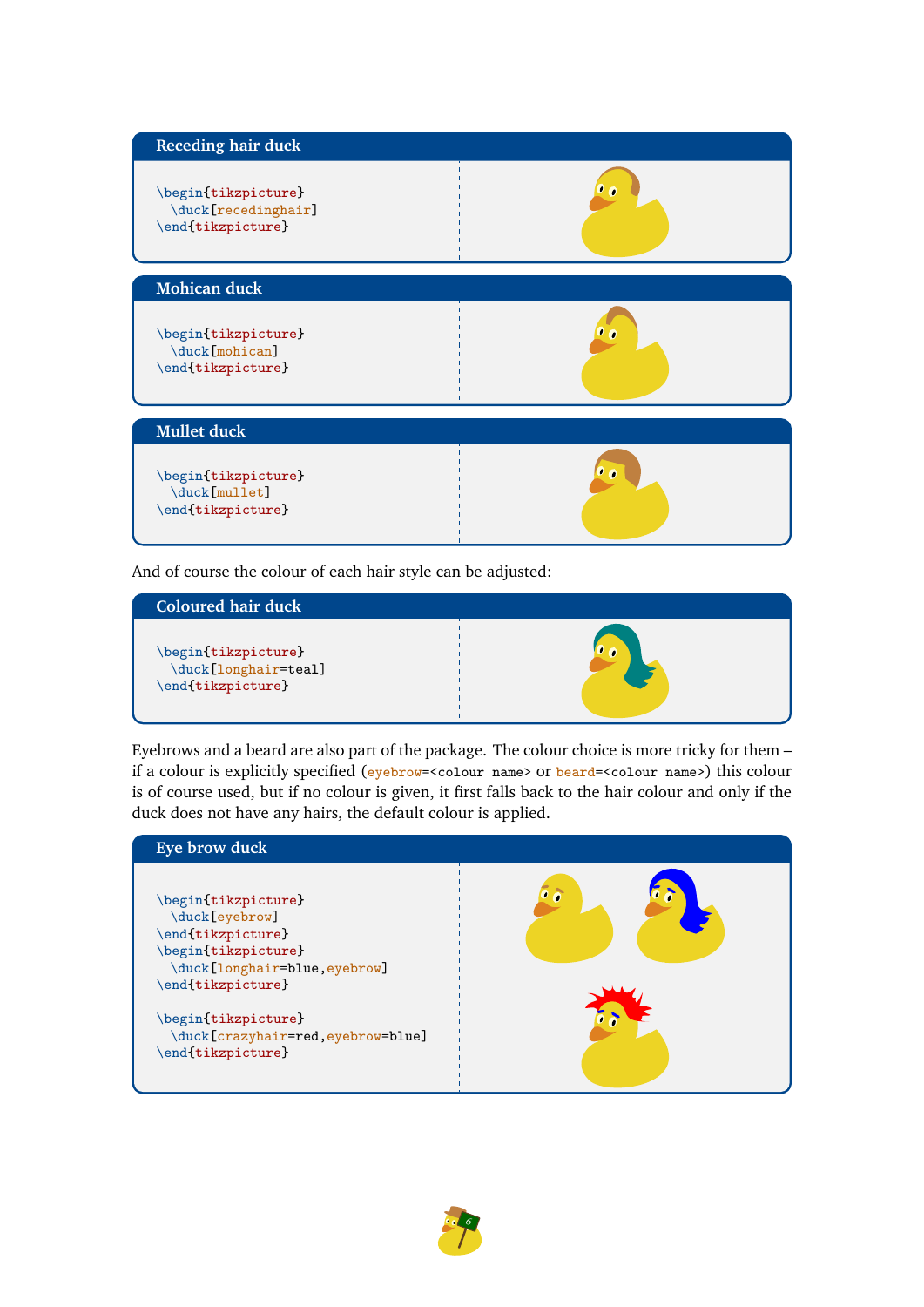**Receding hair duck**

```
\begin{tikzpicture}
  \duck[recedinghair]
\end{tikzpicture}
```

**Mohican duck**

```
\begin{tikzpicture}
  \duck[mohican]
\end{tikzpicture}
```

**Mullet duck**

```
\begin{tikzpicture}
  \duck[mullet]
\end{tikzpicture}
```

And of course the colour of each hair style can be adjusted:

**Coloured hair duck**

```
\begin{tikzpicture}
  \duck[longhair=teal]
\end{tikzpicture}
```

Eyebrows and a beard are also part of the package. The colour choice is more tricky for them – if a colour is explicitly specified (`eyebrow=<colour name>` or `beard=<colour name>`) this colour is of course used, but if no colour is given, it first falls back to the hair colour and only if the duck does not have any hairs, the default colour is applied.

**Eye brow duck**

```
\begin{tikzpicture}
  \duck[eyebrow]
\end{tikzpicture}
\begin{tikzpicture}
  \duck[longhair=blue,eyebrow]
\end{tikzpicture}

\begin{tikzpicture}
  \duck[crazyhair=red,eyebrow=blue]
\end{tikzpicture}
```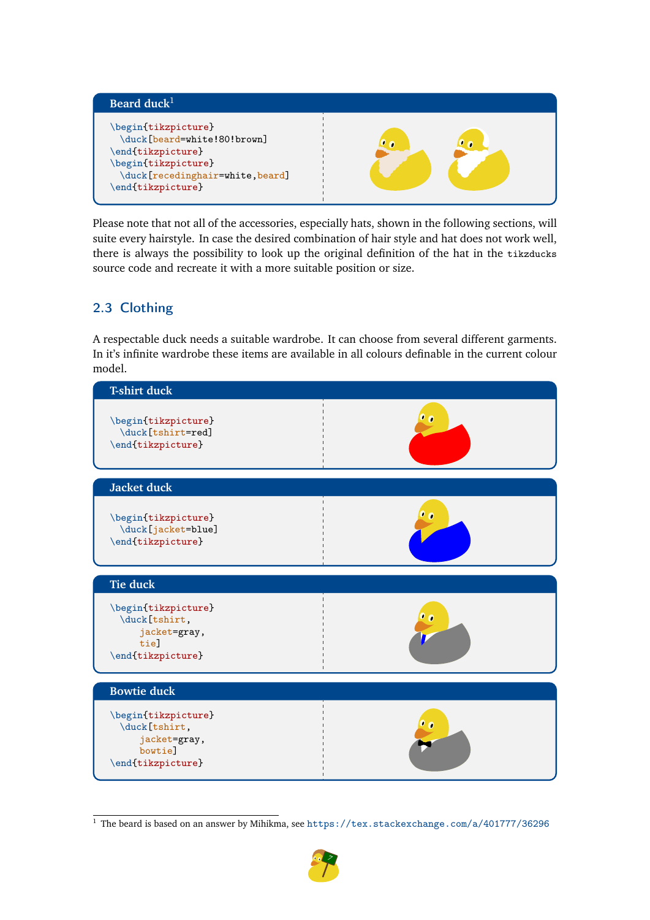**Beard duck**[1]

```
\begin{tikzpicture}
  \duck[beard=white!80!brown]
\end{tikzpicture}
\begin{tikzpicture}
  \duck[recedinghair=white,beard]
\end{tikzpicture}
```

Please note that not all of the accessories, especially hats, shown in the following sections, will suite every hairstyle. In case the desired combination of hair style and hat does not work well, there is always the possibility to look up the original definition of the hat in the `tikzducks` source code and recreate it with a more suitable position or size.

## 2.3 Clothing

A respectable duck needs a suitable wardrobe. It can choose from several different garments. In it's infinite wardrobe these items are available in all colours definable in the current colour model.

**T-shirt duck**

```
\begin{tikzpicture}
  \duck[tshirt=red]
\end{tikzpicture}
```

**Jacket duck**

```
\begin{tikzpicture}
  \duck[jacket=blue]
\end{tikzpicture}
```

**Tie duck**

```
\begin{tikzpicture}
  \duck[tshirt,
      jacket=gray,
      tie]
\end{tikzpicture}
```

**Bowtie duck**

```
\begin{tikzpicture}
  \duck[tshirt,
      jacket=gray,
      bowtie]
\end{tikzpicture}
```

[1] The beard is based on an answer by Mihikma, see https://tex.stackexchange.com/a/401777/36296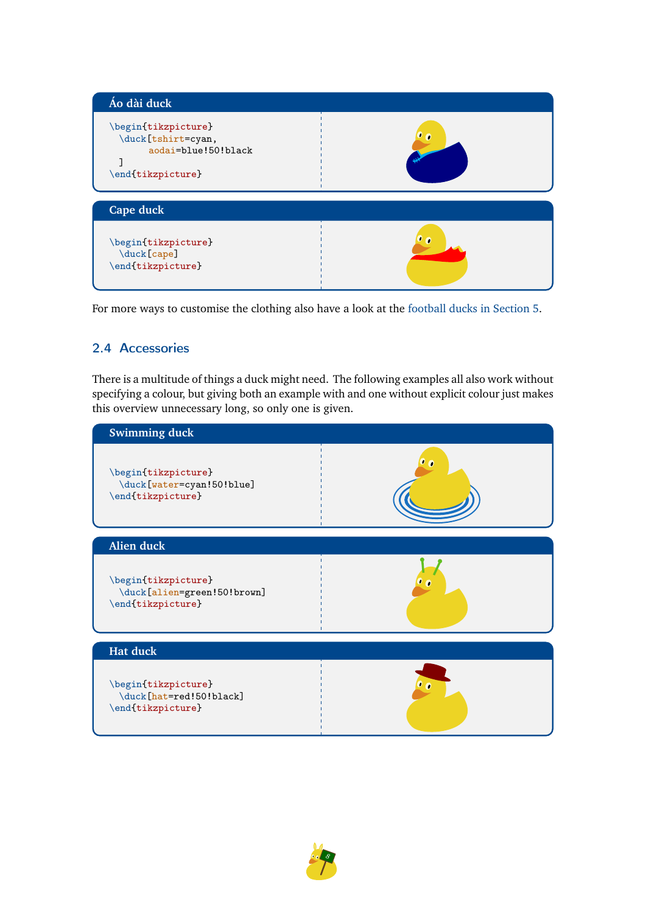**Áo dài duck**

```
\begin{tikzpicture}
  \duck[tshirt=cyan,
        aodai=blue!50!black
  ]
\end{tikzpicture}
```

**Cape duck**

```
\begin{tikzpicture}
  \duck[cape]
\end{tikzpicture}
```

For more ways to customise the clothing also have a look at the football ducks in Section 5.

## 2.4 Accessories

There is a multitude of things a duck might need. The following examples all also work without specifying a colour, but giving both an example with and one without explicit colour just makes this overview unnecessary long, so only one is given.

**Swimming duck**

```
\begin{tikzpicture}
  \duck[water=cyan!50!blue]
\end{tikzpicture}
```

**Alien duck**

```
\begin{tikzpicture}
  \duck[alien=green!50!brown]
\end{tikzpicture}
```

**Hat duck**

```
\begin{tikzpicture}
  \duck[hat=red!50!black]
\end{tikzpicture}
```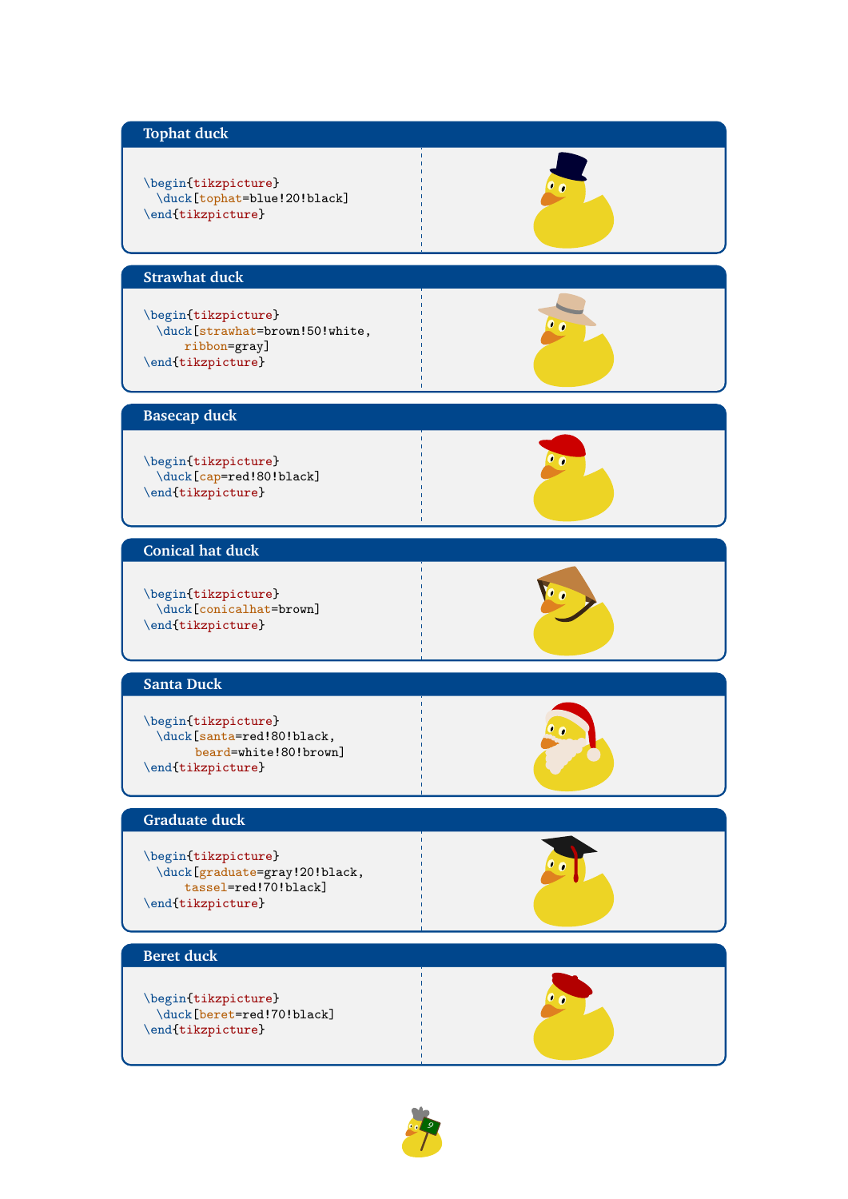## Tophat duck

```
\begin{tikzpicture}
  \duck[tophat=blue!20!black]
\end{tikzpicture}
```

## Strawhat duck

```
\begin{tikzpicture}
  \duck[strawhat=brown!50!white,
      ribbon=gray]
\end{tikzpicture}
```

## Basecap duck

```
\begin{tikzpicture}
  \duck[cap=red!80!black]
\end{tikzpicture}
```

## Conical hat duck

```
\begin{tikzpicture}
  \duck[conicalhat=brown]
\end{tikzpicture}
```

## Santa Duck

```
\begin{tikzpicture}
  \duck[santa=red!80!black,
       beard=white!80!brown]
\end{tikzpicture}
```

## Graduate duck

```
\begin{tikzpicture}
  \duck[graduate=gray!20!black,
      tassel=red!70!black]
\end{tikzpicture}
```

## Beret duck

```
\begin{tikzpicture}
  \duck[beret=red!70!black]
\end{tikzpicture}
```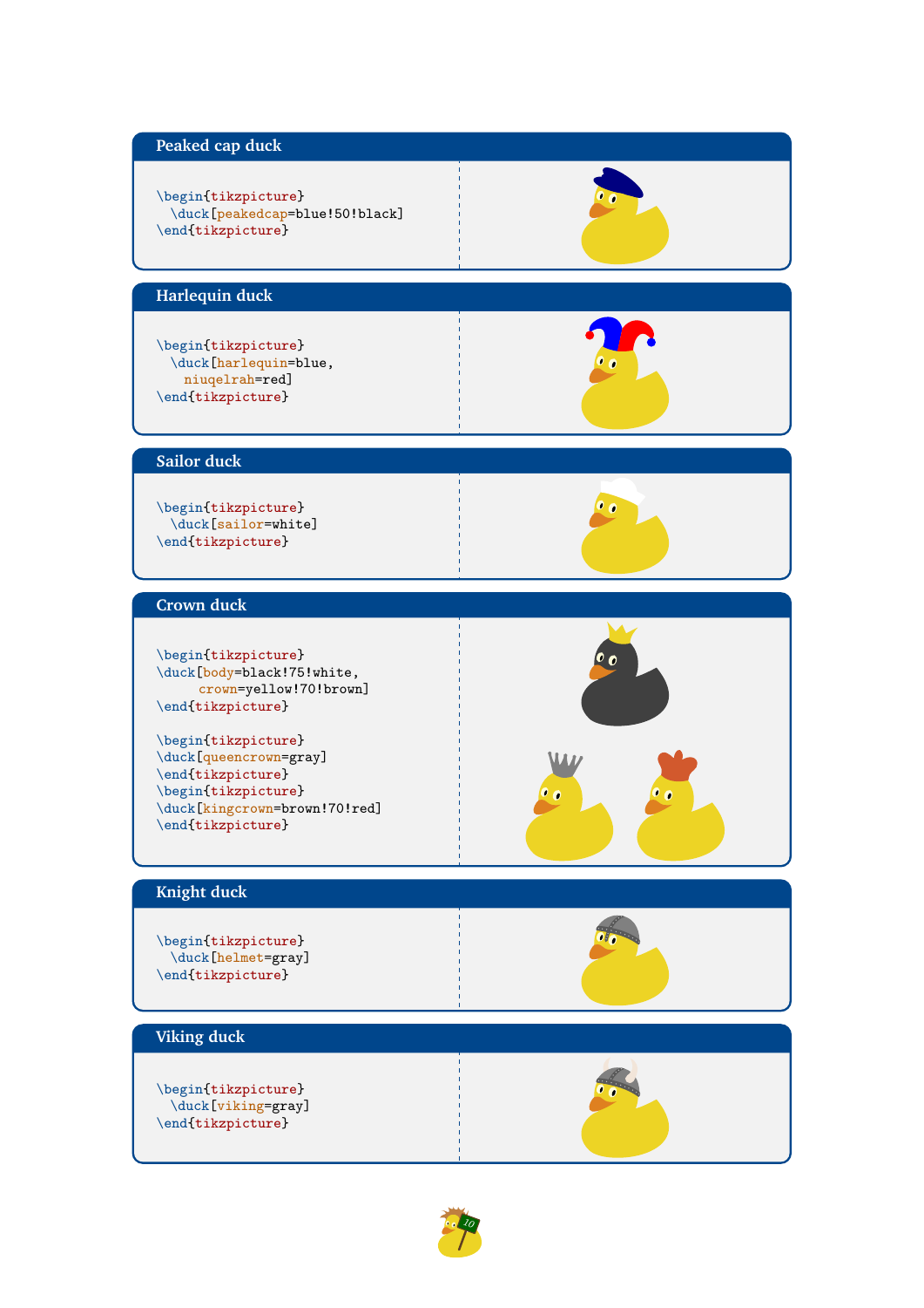## Peaked cap duck

```
\begin{tikzpicture}
  \duck[peakedcap=blue!50!black]
\end{tikzpicture}
```

## Harlequin duck

```
\begin{tikzpicture}
  \duck[harlequin=blue,
    niuqelrah=red]
\end{tikzpicture}
```

## Sailor duck

```
\begin{tikzpicture}
  \duck[sailor=white]
\end{tikzpicture}
```

## Crown duck

```
\begin{tikzpicture}
\duck[body=black!75!white,
      crown=yellow!70!brown]
\end{tikzpicture}

\begin{tikzpicture}
\duck[queencrown=gray]
\end{tikzpicture}
\begin{tikzpicture}
\duck[kingcrown=brown!70!red]
\end{tikzpicture}
```

## Knight duck

```
\begin{tikzpicture}
  \duck[helmet=gray]
\end{tikzpicture}
```

## Viking duck

```
\begin{tikzpicture}
  \duck[viking=gray]
\end{tikzpicture}
```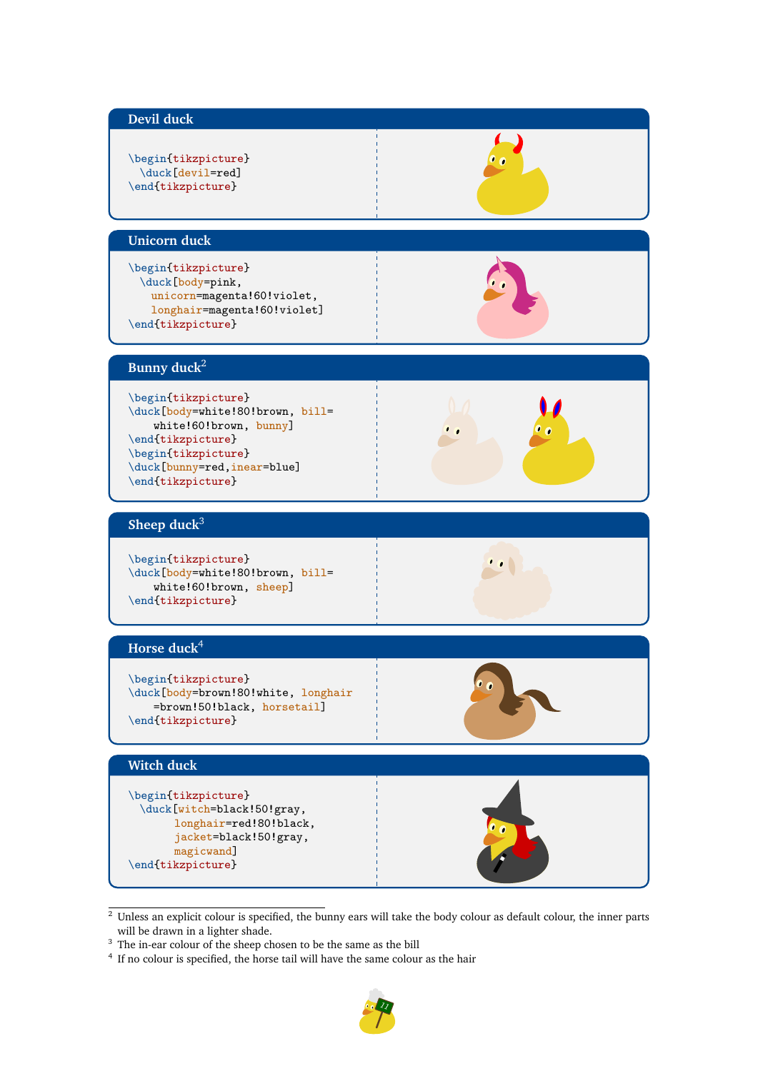## Devil duck

```
\begin{tikzpicture}
  \duck[devil=red]
\end{tikzpicture}
```

## Unicorn duck

```
\begin{tikzpicture}
  \duck[body=pink,
    unicorn=magenta!60!violet,
    longhair=magenta!60!violet]
\end{tikzpicture}
```

## Bunny duck[2]

```
\begin{tikzpicture}
\duck[body=white!80!brown, bill=
    white!60!brown, bunny]
\end{tikzpicture}
\begin{tikzpicture}
\duck[bunny=red,inear=blue]
\end{tikzpicture}
```

## Sheep duck[3]

```
\begin{tikzpicture}
\duck[body=white!80!brown, bill=
    white!60!brown, sheep]
\end{tikzpicture}
```

## Horse duck[4]

```
\begin{tikzpicture}
\duck[body=brown!80!white, longhair
    =brown!50!black, horsetail]
\end{tikzpicture}
```

## Witch duck

```
\begin{tikzpicture}
  \duck[witch=black!50!gray,
        longhair=red!80!black,
        jacket=black!50!gray,
        magicwand]
\end{tikzpicture}
```

---

[2] Unless an explicit colour is specified, the bunny ears will take the body colour as default colour, the inner parts will be drawn in a lighter shade.

[3] The in-ear colour of the sheep chosen to be the same as the bill

[4] If no colour is specified, the horse tail will have the same colour as the hair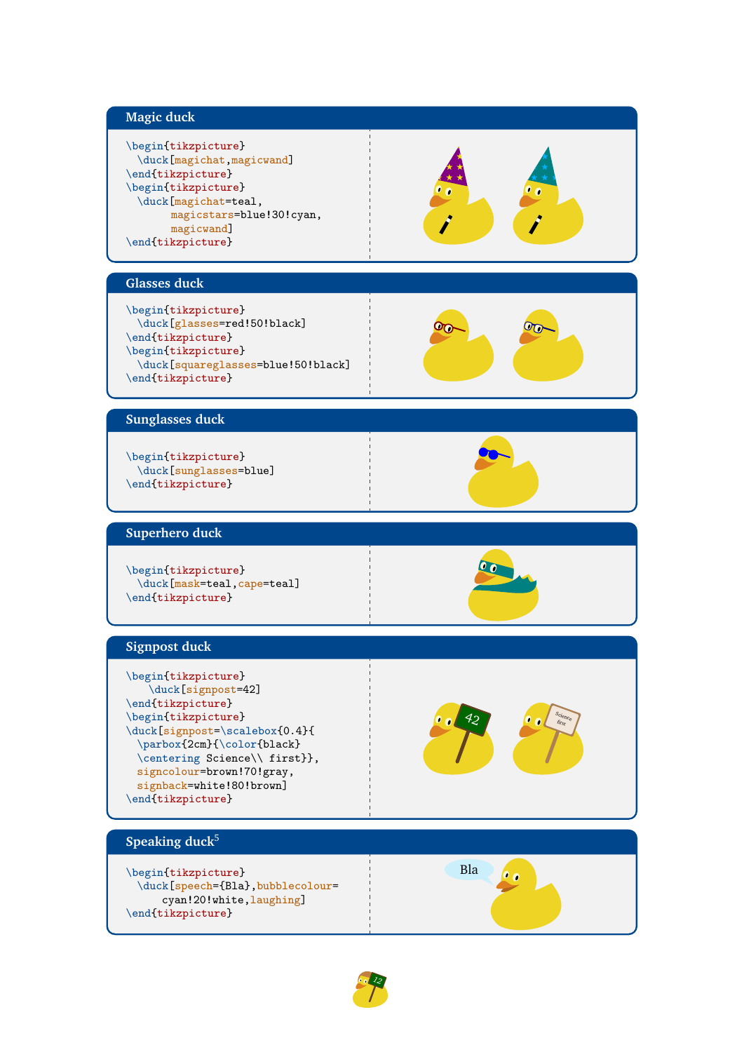## Magic duck

```
\begin{tikzpicture}
  \duck[magichat,magicwand]
\end{tikzpicture}
\begin{tikzpicture}
  \duck[magichat=teal,
        magicstars=blue!30!cyan,
        magicwand]
\end{tikzpicture}
```

## Glasses duck

```
\begin{tikzpicture}
  \duck[glasses=red!50!black]
\end{tikzpicture}
\begin{tikzpicture}
  \duck[squareglasses=blue!50!black]
\end{tikzpicture}
```

## Sunglasses duck

```
\begin{tikzpicture}
  \duck[sunglasses=blue]
\end{tikzpicture}
```

## Superhero duck

```
\begin{tikzpicture}
  \duck[mask=teal,cape=teal]
\end{tikzpicture}
```

## Signpost duck

```
\begin{tikzpicture}
    \duck[signpost=42]
\end{tikzpicture}
\begin{tikzpicture}
\duck[signpost=\scalebox{0.4}{
  \parbox{2cm}{\color{black}
  \centering Science\\ first}},
  signcolour=brown!70!gray,
  signback=white!80!brown]
\end{tikzpicture}
```

## Speaking duck[5]

```
\begin{tikzpicture}
  \duck[speech={Bla},bubblecolour=
      cyan!20!white,laughing]
\end{tikzpicture}
```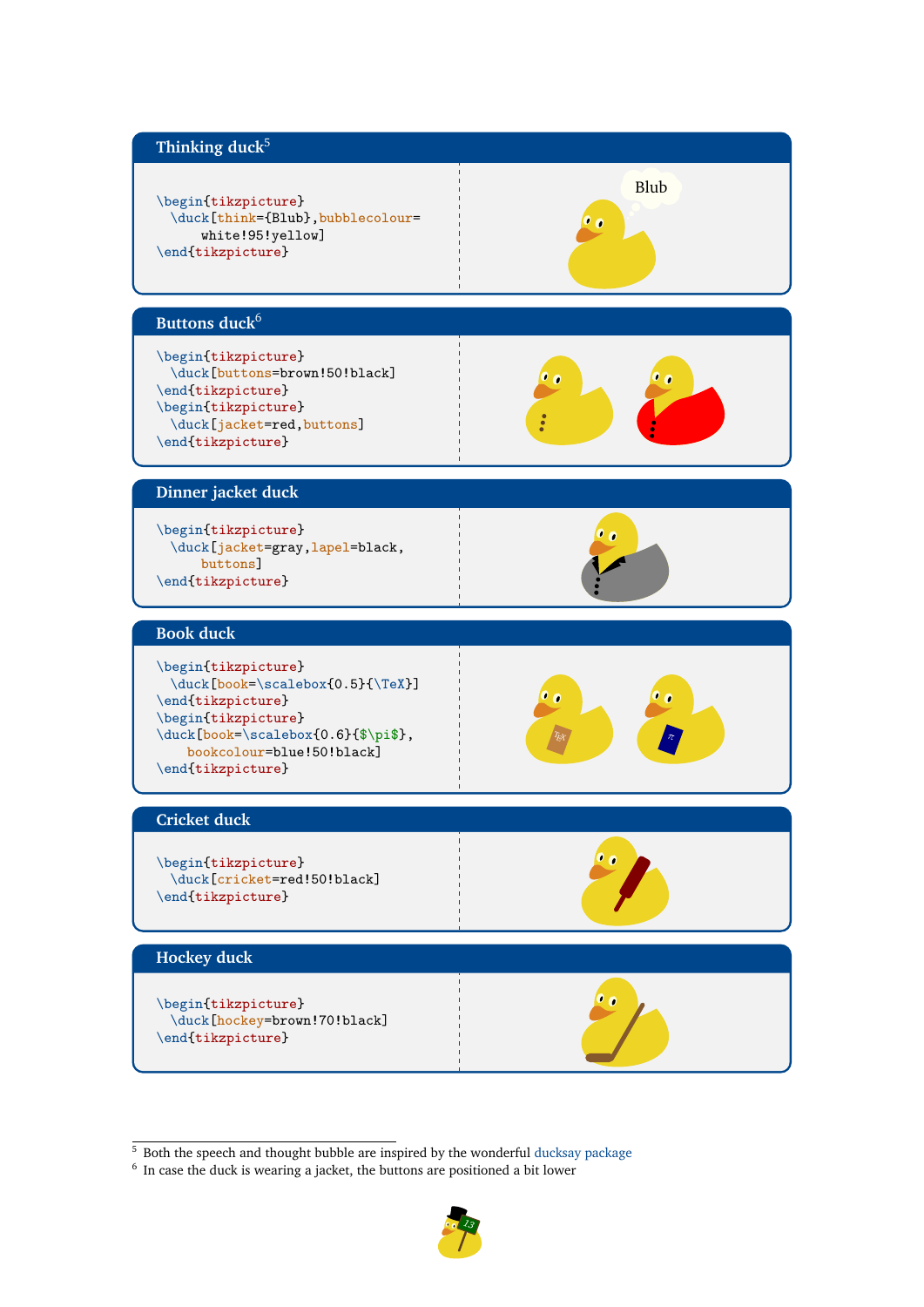## Thinking duck[5]

```
\begin{tikzpicture}
  \duck[think={Blub},bubblecolour=
      white!95!yellow]
\end{tikzpicture}
```

## Buttons duck[6]

```
\begin{tikzpicture}
  \duck[buttons=brown!50!black]
\end{tikzpicture}
\begin{tikzpicture}
  \duck[jacket=red,buttons]
\end{tikzpicture}
```

## Dinner jacket duck

```
\begin{tikzpicture}
  \duck[jacket=gray,lapel=black,
      buttons]
\end{tikzpicture}
```

## Book duck

```
\begin{tikzpicture}
  \duck[book=\scalebox{0.5}{\TeX}]
\end{tikzpicture}
\begin{tikzpicture}
\duck[book=\scalebox{0.6}{$\pi$},
    bookcolour=blue!50!black]
\end{tikzpicture}
```

## Cricket duck

```
\begin{tikzpicture}
  \duck[cricket=red!50!black]
\end{tikzpicture}
```

## Hockey duck

```
\begin{tikzpicture}
  \duck[hockey=brown!70!black]
\end{tikzpicture}
```

[5] Both the speech and thought bubble are inspired by the wonderful ducksay package

[6] In case the duck is wearing a jacket, the buttons are positioned a bit lower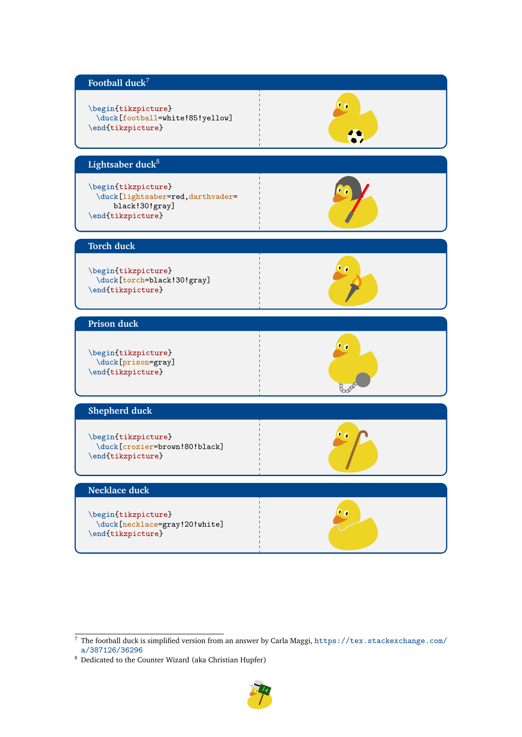**Football duck**[7]

```
\begin{tikzpicture}
  \duck[football=white!85!yellow]
\end{tikzpicture}
```

**Lightsaber duck**[8]

```
\begin{tikzpicture}
  \duck[lightsaber=red,darthvader=
      black!30!gray]
\end{tikzpicture}
```

**Torch duck**

```
\begin{tikzpicture}
  \duck[torch=black!30!gray]
\end{tikzpicture}
```

**Prison duck**

```
\begin{tikzpicture}
  \duck[prison=gray]
\end{tikzpicture}
```

**Shepherd duck**

```
\begin{tikzpicture}
  \duck[crozier=brown!80!black]
\end{tikzpicture}
```

**Necklace duck**

```
\begin{tikzpicture}
  \duck[necklace=gray!20!white]
\end{tikzpicture}
```

---

[7] The football duck is simplified version from an answer by Carla Maggi, https://tex.stackexchange.com/a/387126/36296

[8] Dedicated to the Counter Wizard (aka Christian Hupfer)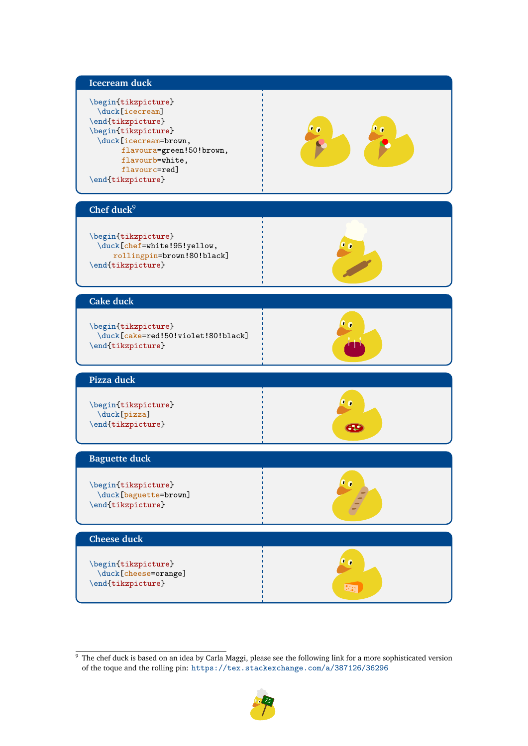## Icecream duck

```
\begin{tikzpicture}
  \duck[icecream]
\end{tikzpicture}
\begin{tikzpicture}
  \duck[icecream=brown,
        flavoura=green!50!brown,
        flavourb=white,
        flavourc=red]
\end{tikzpicture}
```

## Chef duck[9]

```
\begin{tikzpicture}
  \duck[chef=white!95!yellow,
      rollingpin=brown!80!black]
\end{tikzpicture}
```

## Cake duck

```
\begin{tikzpicture}
  \duck[cake=red!50!violet!80!black]
\end{tikzpicture}
```

## Pizza duck

```
\begin{tikzpicture}
  \duck[pizza]
\end{tikzpicture}
```

## Baguette duck

```
\begin{tikzpicture}
  \duck[baguette=brown]
\end{tikzpicture}
```

## Cheese duck

```
\begin{tikzpicture}
  \duck[cheese=orange]
\end{tikzpicture}
```

---

[9] The chef duck is based on an idea by Carla Maggi, please see the following link for a more sophisticated version of the toque and the rolling pin: https://tex.stackexchange.com/a/387126/36296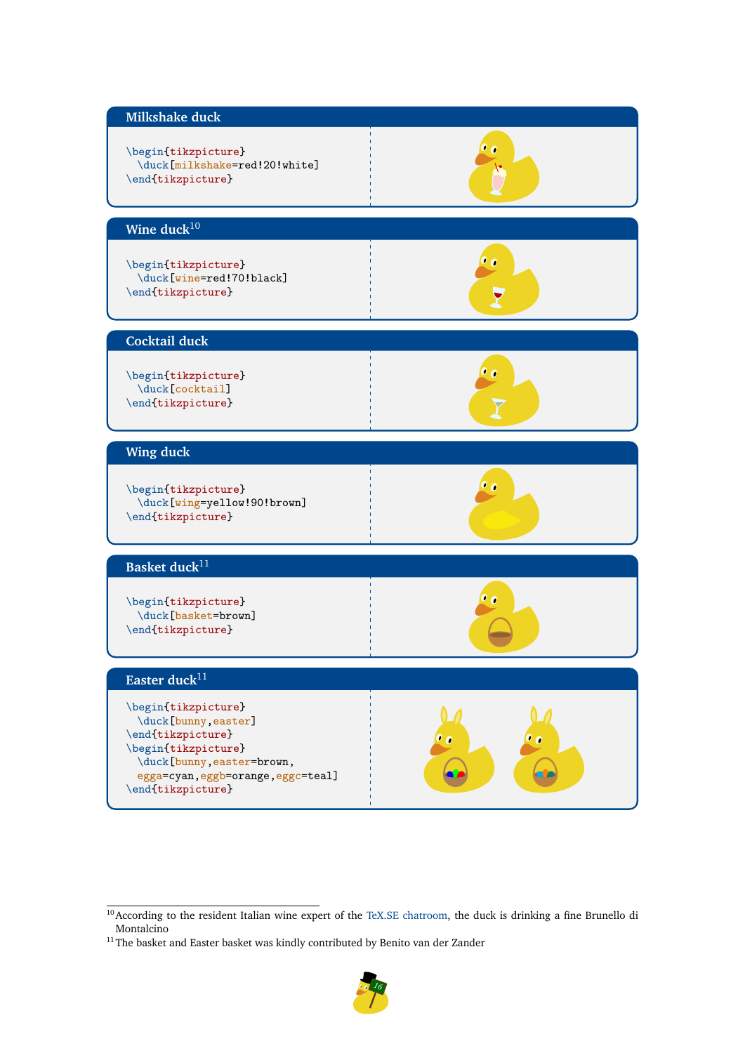## Milkshake duck

```
\begin{tikzpicture}
  \duck[milkshake=red!20!white]
\end{tikzpicture}
```

## Wine duck[10]

```
\begin{tikzpicture}
  \duck[wine=red!70!black]
\end{tikzpicture}
```

## Cocktail duck

```
\begin{tikzpicture}
  \duck[cocktail]
\end{tikzpicture}
```

## Wing duck

```
\begin{tikzpicture}
  \duck[wing=yellow!90!brown]
\end{tikzpicture}
```

## Basket duck[11]

```
\begin{tikzpicture}
  \duck[basket=brown]
\end{tikzpicture}
```

## Easter duck[11]

```
\begin{tikzpicture}
  \duck[bunny,easter]
\end{tikzpicture}
\begin{tikzpicture}
  \duck[bunny,easter=brown,
  egga=cyan,eggb=orange,eggc=teal]
\end{tikzpicture}
```

---

[10] According to the resident Italian wine expert of the TeX.SE chatroom, the duck is drinking a fine Brunello di Montalcino

[11] The basket and Easter basket was kindly contributed by Benito van der Zander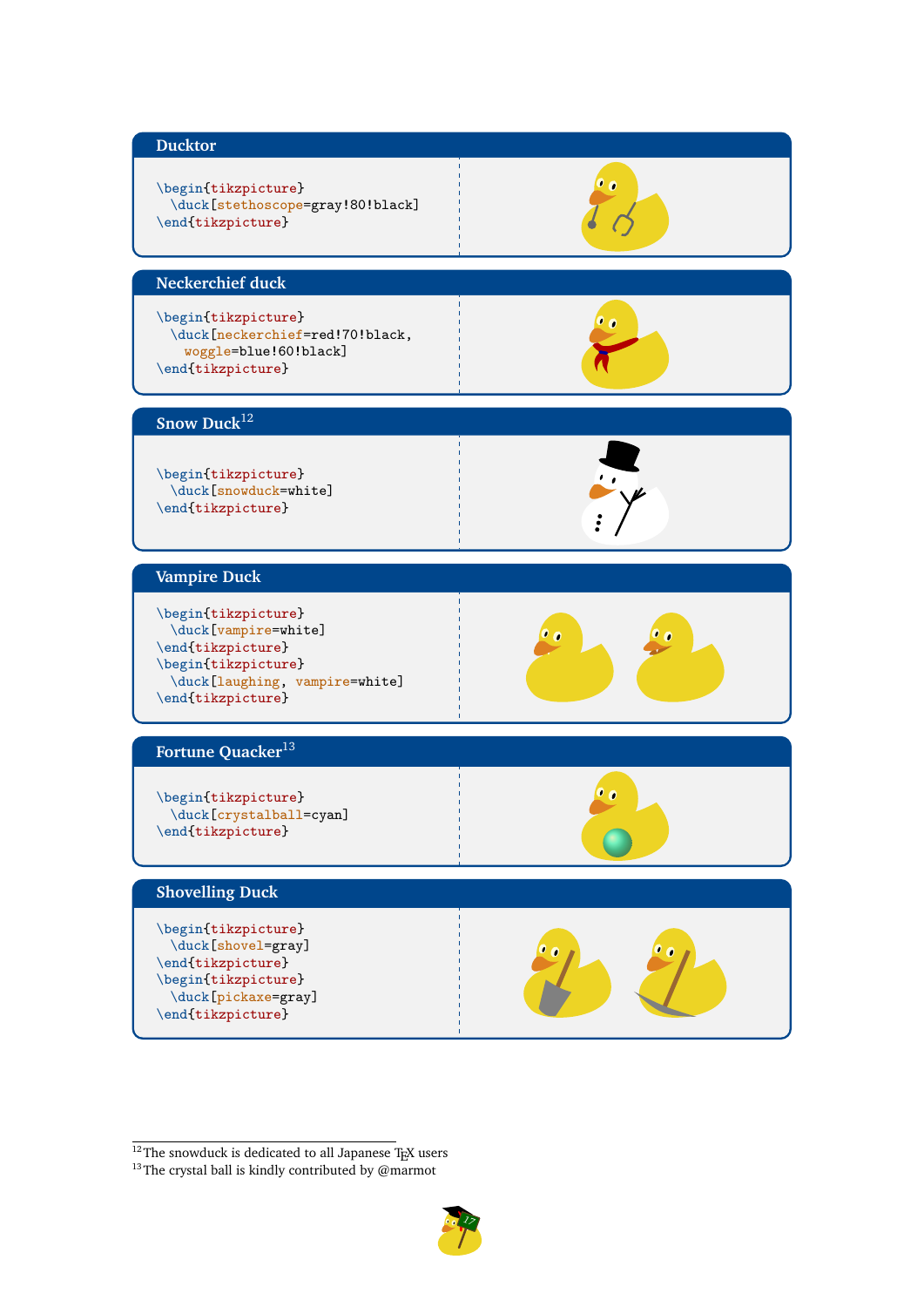## Ducktor

```
\begin{tikzpicture}
  \duck[stethoscope=gray!80!black]
\end{tikzpicture}
```

## Neckerchief duck

```
\begin{tikzpicture}
  \duck[neckerchief=red!70!black,
    woggle=blue!60!black]
\end{tikzpicture}
```

## Snow Duck[12]

```
\begin{tikzpicture}
  \duck[snowduck=white]
\end{tikzpicture}
```

## Vampire Duck

```
\begin{tikzpicture}
  \duck[vampire=white]
\end{tikzpicture}
\begin{tikzpicture}
  \duck[laughing, vampire=white]
\end{tikzpicture}
```

## Fortune Quacker[13]

```
\begin{tikzpicture}
  \duck[crystalball=cyan]
\end{tikzpicture}
```

## Shovelling Duck

```
\begin{tikzpicture}
  \duck[shovel=gray]
\end{tikzpicture}
\begin{tikzpicture}
  \duck[pickaxe=gray]
\end{tikzpicture}
```

[12] The snowduck is dedicated to all Japanese TeX users

[13] The crystal ball is kindly contributed by @marmot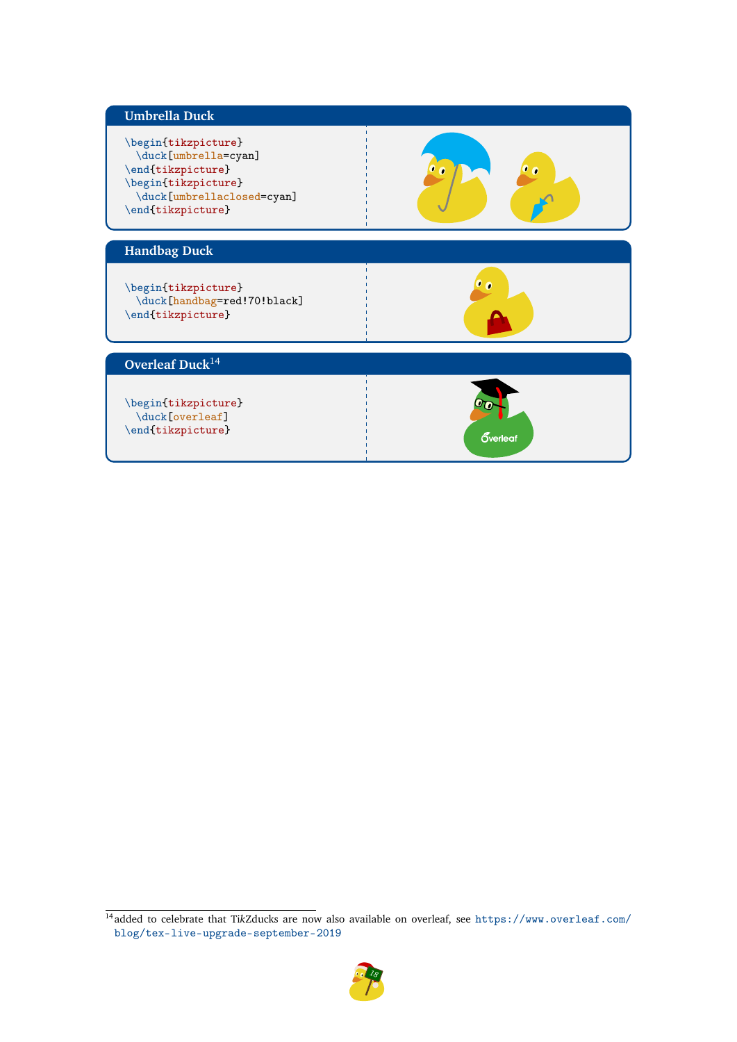## Umbrella Duck

```
\begin{tikzpicture}
  \duck[umbrella=cyan]
\end{tikzpicture}
\begin{tikzpicture}
  \duck[umbrellaclosed=cyan]
\end{tikzpicture}
```

## Handbag Duck

```
\begin{tikzpicture}
  \duck[handbag=red!70!black]
\end{tikzpicture}
```

## Overleaf Duck[14]

```
\begin{tikzpicture}
  \duck[overleaf]
\end{tikzpicture}
```

---

[14] added to celebrate that TikZducks are now also available on overleaf, see https://www.overleaf.com/blog/tex-live-upgrade-september-2019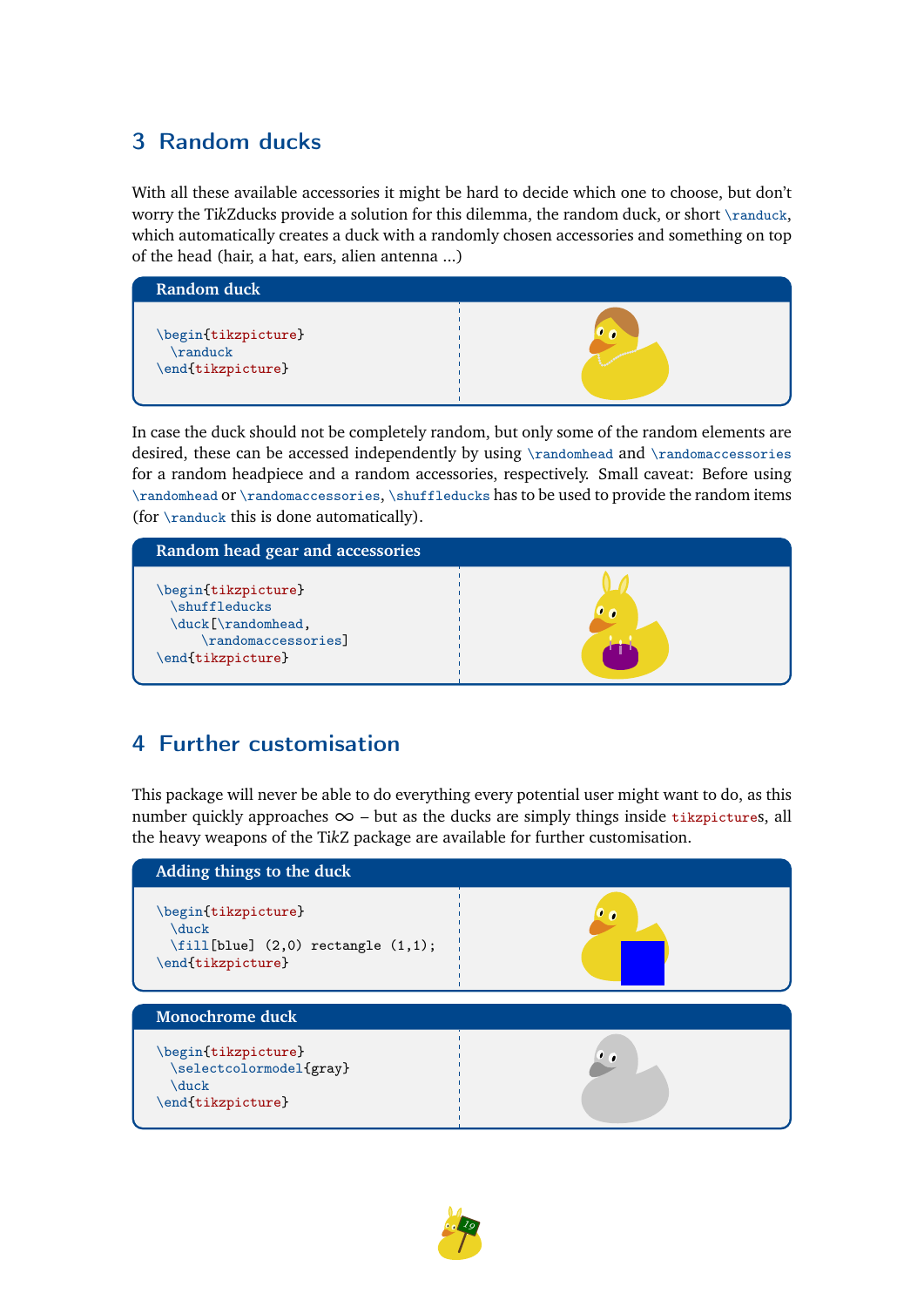## 3 Random ducks

With all these available accessories it might be hard to decide which one to choose, but don't worry the TikZducks provide a solution for this dilemma, the random duck, or short `\randuck`, which automatically creates a duck with a randomly chosen accessories and something on top of the head (hair, a hat, ears, alien antenna ...)

**Random duck**

```
\begin{tikzpicture}
  \randuck
\end{tikzpicture}
```

In case the duck should not be completely random, but only some of the random elements are desired, these can be accessed independently by using `\randomhead` and `\randomaccessories` for a random headpiece and a random accessories, respectively. Small caveat: Before using `\randomhead` or `\randomaccessories`, `\shuffleducks` has to be used to provide the random items (for `\randuck` this is done automatically).

**Random head gear and accessories**

```
\begin{tikzpicture}
  \shuffleducks
  \duck[\randomhead,
      \randomaccessories]
\end{tikzpicture}
```

## 4 Further customisation

This package will never be able to do everything every potential user might want to do, as this number quickly approaches $\infty$ – but as the ducks are simply things inside `tikzpicture`s, all the heavy weapons of the TikZ package are available for further customisation.

**Adding things to the duck**

```
\begin{tikzpicture}
  \duck
  \fill[blue] (2,0) rectangle (1,1);
\end{tikzpicture}
```

**Monochrome duck**

```
\begin{tikzpicture}
  \selectcolormodel{gray}
  \duck
\end{tikzpicture}
```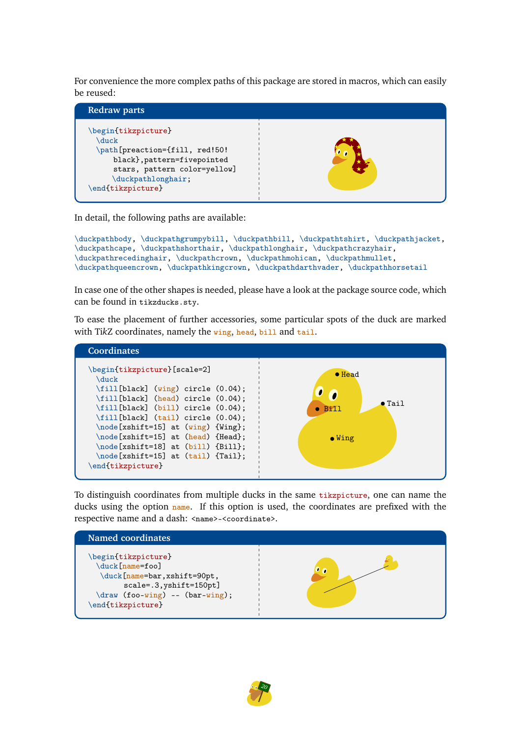For convenience the more complex paths of this package are stored in macros, which can easily be reused:

**Redraw parts**

```
\begin{tikzpicture}
  \duck
  \path[preaction={fill, red!50!
      black},pattern=fivepointed
      stars, pattern color=yellow]
      \duckpathlonghair;
\end{tikzpicture}
```

In detail, the following paths are available:

\duckpathbody, \duckpathgrumpybill, \duckpathbill, \duckpathtshirt, \duckpathjacket, \duckpathcape, \duckpathshorthair, \duckpathlonghair, \duckpathcrazyhair, \duckpathrecedinghair, \duckpathcrown, \duckpathmohican, \duckpathmullet, \duckpathqueencrown, \duckpathkingcrown, \duckpathdarthvader, \duckpathhorsetail

In case one of the other shapes is needed, please have a look at the package source code, which can be found in `tikzducks.sty`.

To ease the placement of further accessories, some particular spots of the duck are marked with TikZ coordinates, namely the `wing`, `head`, `bill` and `tail`.

**Coordinates**

```
\begin{tikzpicture}[scale=2]
  \duck
  \fill[black] (wing) circle (0.04);
  \fill[black] (head) circle (0.04);
  \fill[black] (bill) circle (0.04);
  \fill[black] (tail) circle (0.04);
  \node[xshift=15] at (wing) {Wing};
  \node[xshift=15] at (head) {Head};
  \node[xshift=18] at (bill) {Bill};
  \node[xshift=15] at (tail) {Tail};
\end{tikzpicture}
```

To distinguish coordinates from multiple ducks in the same `tikzpicture`, one can name the ducks using the option `name`. If this option is used, the coordinates are prefixed with the respective name and a dash: `<name>-<coordinate>`.

**Named coordinates**

```
\begin{tikzpicture}
  \duck[name=foo]
   \duck[name=bar,xshift=90pt,
        scale=.3,yshift=150pt]
  \draw (foo-wing) -- (bar-wing);
\end{tikzpicture}
```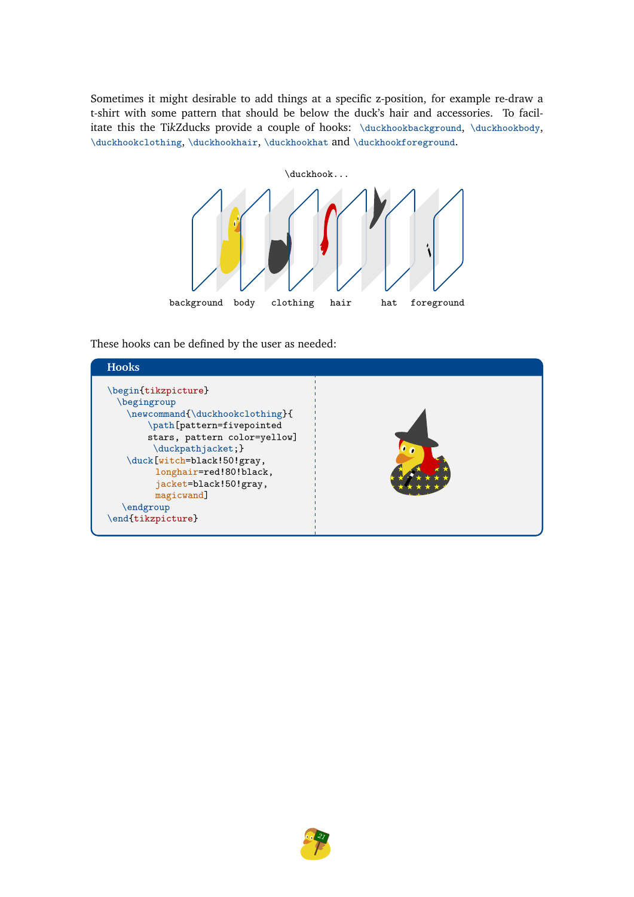Sometimes it might desirable to add things at a specific z-position, for example re-draw a t-shirt with some pattern that should be below the duck's hair and accessories. To facilitate this the TikZducks provide a couple of hooks: `\duckhookbackground`, `\duckhookbody`, `\duckhookclothing`, `\duckhookhair`, `\duckhookhat` and `\duckhookforeground`.

\duckhook...

background body clothing hair hat foreground

These hooks can be defined by the user as needed:

**Hooks**

```
\begin{tikzpicture}
  \begingroup
    \newcommand{\duckhookclothing}{
        \path[pattern=fivepointed
        stars, pattern color=yellow]
         \duckpathjacket;}
    \duck[witch=black!50!gray,
          longhair=red!80!black,
          jacket=black!50!gray,
          magicwand]
   \endgroup
\end{tikzpicture}
```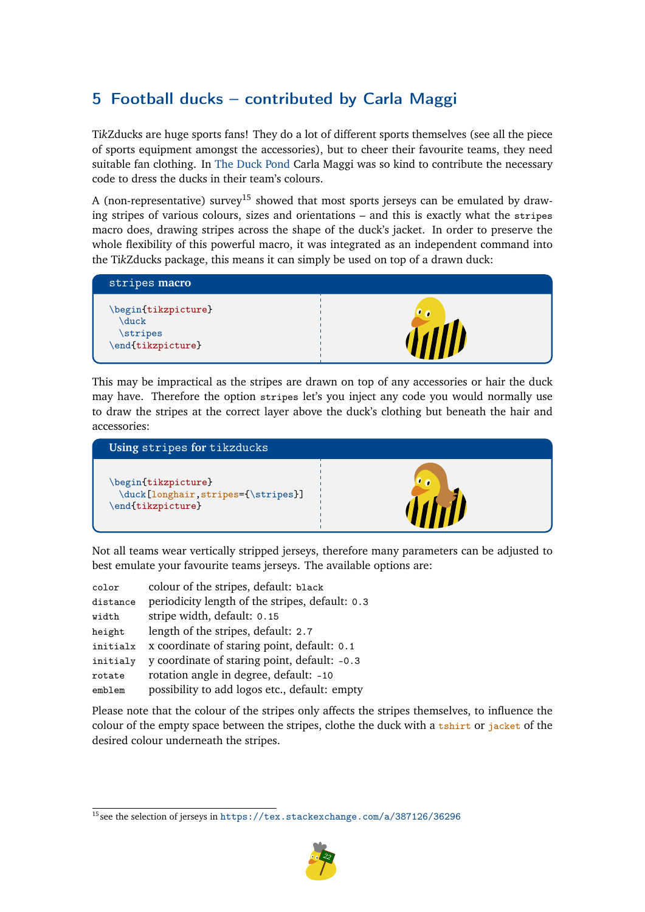## 5 Football ducks – contributed by Carla Maggi

TikZducks are huge sports fans! They do a lot of different sports themselves (see all the piece of sports equipment amongst the accessories), but to cheer their favourite teams, they need suitable fan clothing. In The Duck Pond Carla Maggi was so kind to contribute the necessary code to dress the ducks in their team's colours.

A (non-representative) survey[15] showed that most sports jerseys can be emulated by drawing stripes of various colours, sizes and orientations – and this is exactly what the `stripes` macro does, drawing stripes across the shape of the duck's jacket. In order to preserve the whole flexibility of this powerful macro, it was integrated as an independent command into the TikZducks package, this means it can simply be used on top of a drawn duck:

**`stripes` macro**

```
\begin{tikzpicture}
  \duck
  \stripes
\end{tikzpicture}
```

This may be impractical as the stripes are drawn on top of any accessories or hair the duck may have. Therefore the option `stripes` let's you inject any code you would normally use to draw the stripes at the correct layer above the duck's clothing but beneath the hair and accessories:

**Using `stripes` for `tikzducks`**

```
\begin{tikzpicture}
  \duck[longhair,stripes={\stripes}]
\end{tikzpicture}
```

Not all teams wear vertically stripped jerseys, therefore many parameters can be adjusted to best emulate your favourite teams jerseys. The available options are:

| | |
|---|---|
| `color` | colour of the stripes, default: `black` |
| `distance` | periodicity length of the stripes, default: `0.3` |
| `width` | stripe width, default: `0.15` |
| `height` | length of the stripes, default: `2.7` |
| `initialx` | x coordinate of staring point, default: `0.1` |
| `initialy` | y coordinate of staring point, default: `-0.3` |
| `rotate` | rotation angle in degree, default: `-10` |
| `emblem` | possibility to add logos etc., default: empty |

Please note that the colour of the stripes only affects the stripes themselves, to influence the colour of the empty space between the stripes, clothe the duck with a `tshirt` or `jacket` of the desired colour underneath the stripes.

[15] see the selection of jerseys in https://tex.stackexchange.com/a/387126/36296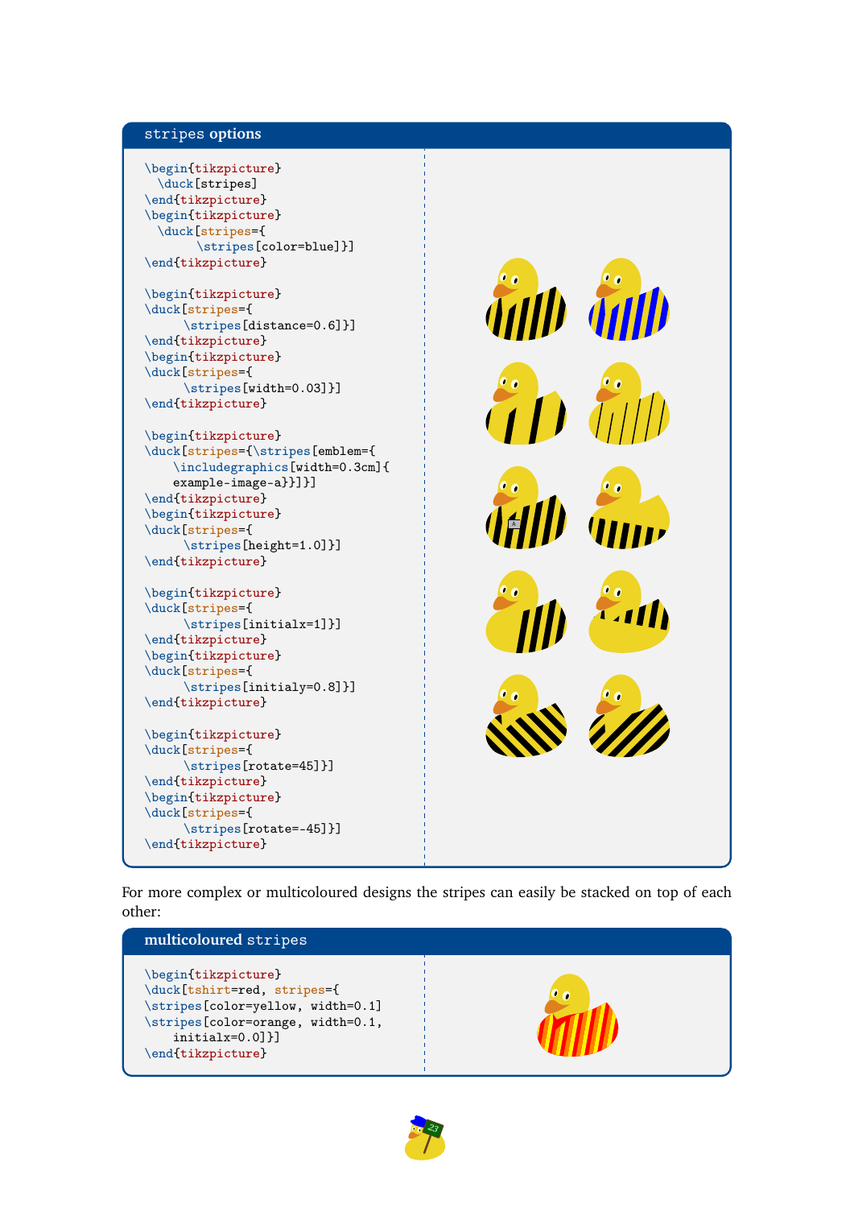**stripes options**

```
\begin{tikzpicture}
  \duck[stripes]
\end{tikzpicture}
\begin{tikzpicture}
  \duck[stripes={
        \stripes[color=blue]}]
\end{tikzpicture}

\begin{tikzpicture}
\duck[stripes={
      \stripes[distance=0.6]}]
\end{tikzpicture}
\begin{tikzpicture}
\duck[stripes={
      \stripes[width=0.03]}]
\end{tikzpicture}

\begin{tikzpicture}
\duck[stripes={\stripes[emblem={
    \includegraphics[width=0.3cm]{
    example-image-a}}]}]
\end{tikzpicture}
\begin{tikzpicture}
\duck[stripes={
      \stripes[height=1.0]}]
\end{tikzpicture}

\begin{tikzpicture}
\duck[stripes={
      \stripes[initialx=1]}]
\end{tikzpicture}
\begin{tikzpicture}
\duck[stripes={
      \stripes[initialy=0.8]}]
\end{tikzpicture}

\begin{tikzpicture}
\duck[stripes={
      \stripes[rotate=45]}]
\end{tikzpicture}
\begin{tikzpicture}
\duck[stripes={
      \stripes[rotate=-45]}]
\end{tikzpicture}
```

For more complex or multicoloured designs the stripes can easily be stacked on top of each other:

**multicoloured stripes**

```
\begin{tikzpicture}
\duck[tshirt=red, stripes={
\stripes[color=yellow, width=0.1]
\stripes[color=orange, width=0.1,
    initialx=0.0]}]
\end{tikzpicture}
```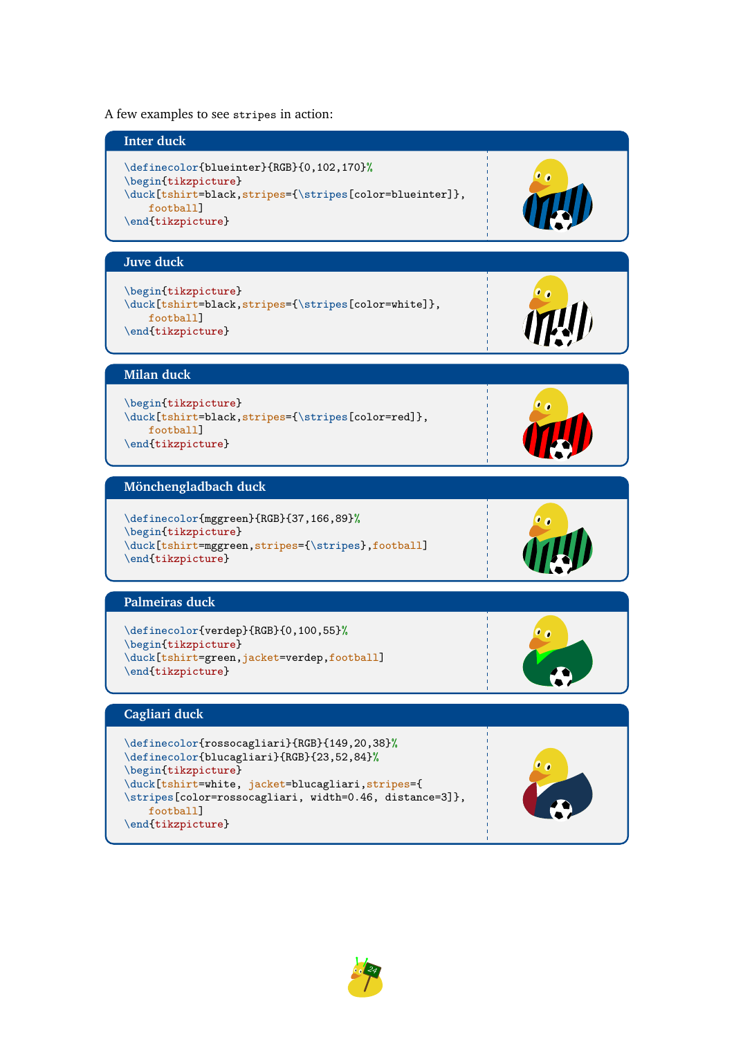A few examples to see `stripes` in action:

## Inter duck

```
\definecolor{blueinter}{RGB}{0,102,170}%
\begin{tikzpicture}
\duck[tshirt=black,stripes={\stripes[color=blueinter]},
    football]
\end{tikzpicture}
```

## Juve duck

```
\begin{tikzpicture}
\duck[tshirt=black,stripes={\stripes[color=white]},
    football]
\end{tikzpicture}
```

## Milan duck

```
\begin{tikzpicture}
\duck[tshirt=black,stripes={\stripes[color=red]},
    football]
\end{tikzpicture}
```

## Mönchengladbach duck

```
\definecolor{mggreen}{RGB}{37,166,89}%
\begin{tikzpicture}
\duck[tshirt=mggreen,stripes={\stripes},football]
\end{tikzpicture}
```

## Palmeiras duck

```
\definecolor{verdep}{RGB}{0,100,55}%
\begin{tikzpicture}
\duck[tshirt=green,jacket=verdep,football]
\end{tikzpicture}
```

## Cagliari duck

```
\definecolor{rossocagliari}{RGB}{149,20,38}%
\definecolor{blucagliari}{RGB}{23,52,84}%
\begin{tikzpicture}
\duck[tshirt=white, jacket=blucagliari,stripes={
\stripes[color=rossocagliari, width=0.46, distance=3]},
    football]
\end{tikzpicture}
```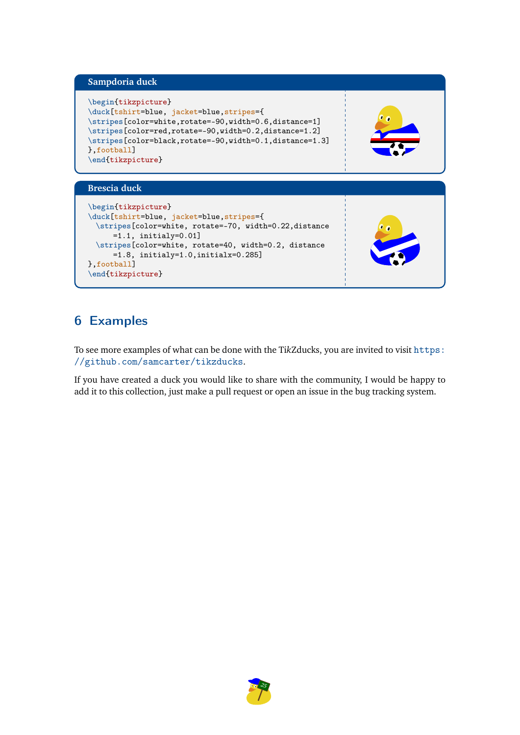**Sampdoria duck**

```
\begin{tikzpicture}
\duck[tshirt=blue, jacket=blue,stripes={
\stripes[color=white,rotate=-90,width=0.6,distance=1]
\stripes[color=red,rotate=-90,width=0.2,distance=1.2]
\stripes[color=black,rotate=-90,width=0.1,distance=1.3]
},football]
\end{tikzpicture}
```

**Brescia duck**

```
\begin{tikzpicture}
\duck[tshirt=blue, jacket=blue,stripes={
  \stripes[color=white, rotate=-70, width=0.22,distance
      =1.1, initialy=0.01]
  \stripes[color=white, rotate=40, width=0.2, distance
      =1.8, initialy=1.0,initialx=0.285]
},football]
\end{tikzpicture}
```

## 6 Examples

To see more examples of what can be done with the TikZducks, you are invited to visit https://github.com/samcarter/tikzducks.

If you have created a duck you would like to share with the community, I would be happy to add it to this collection, just make a pull request or open an issue in the bug tracking system.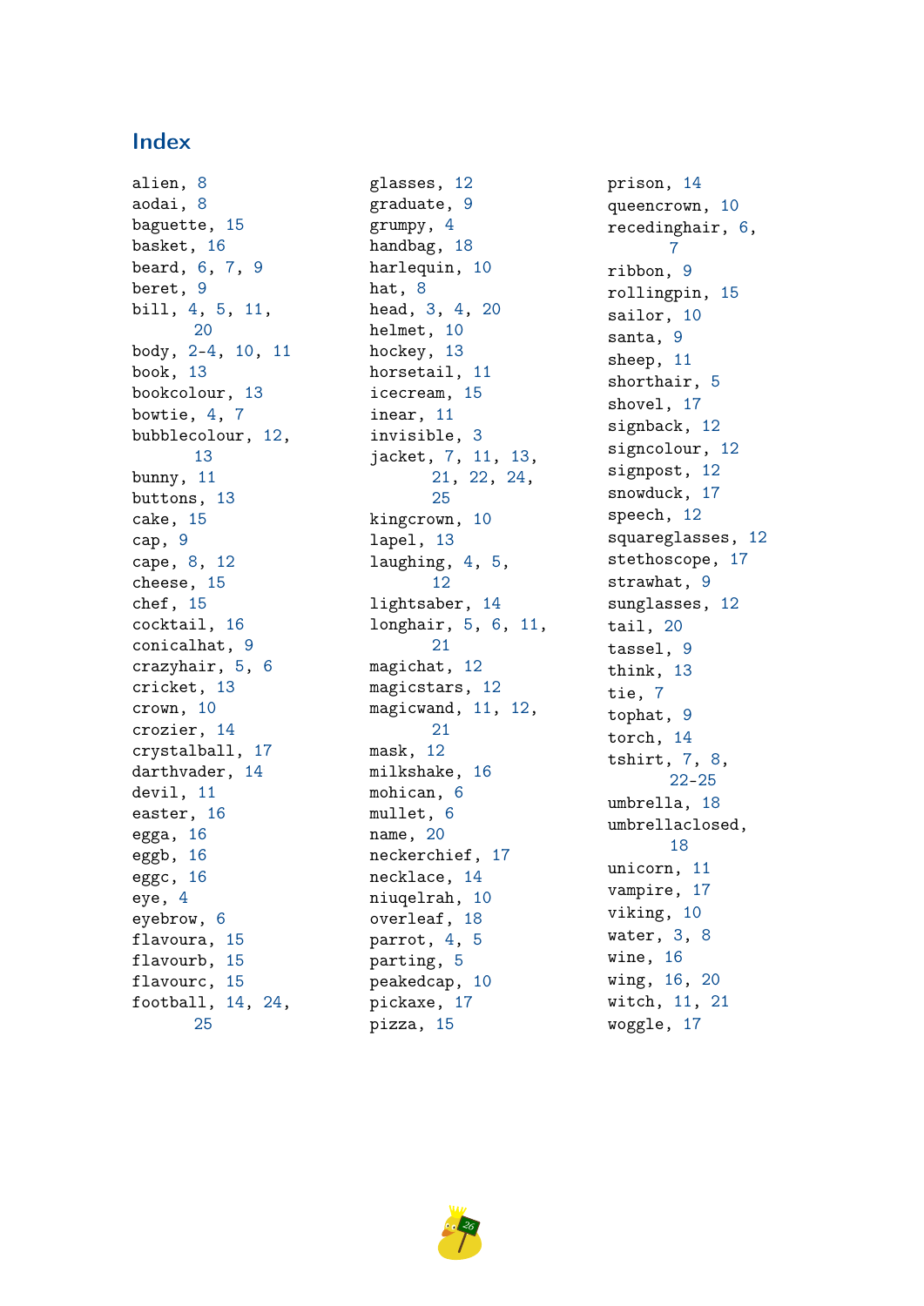# Index

alien, 8
aodai, 8
baguette, 15
basket, 16
beard, 6, 7, 9
beret, 9
bill, 4, 5, 11, 20
body, 2-4, 10, 11
book, 13
bookcolour, 13
bowtie, 4, 7
bubblecolour, 12, 13
bunny, 11
buttons, 13
cake, 15
cap, 9
cape, 8, 12
cheese, 15
chef, 15
cocktail, 16
conicalhat, 9
crazyhair, 5, 6
cricket, 13
crown, 10
crozier, 14
crystalball, 17
darthvader, 14
devil, 11
easter, 16
egga, 16
eggb, 16
eggc, 16
eye, 4
eyebrow, 6
flavoura, 15
flavourb, 15
flavourc, 15
football, 14, 24, 25
glasses, 12
graduate, 9
grumpy, 4
handbag, 18
harlequin, 10
hat, 8
head, 3, 4, 20
helmet, 10
hockey, 13
horsetail, 11
icecream, 15
inear, 11
invisible, 3
jacket, 7, 11, 13, 21, 22, 24, 25
kingcrown, 10
lapel, 13
laughing, 4, 5, 12
lightsaber, 14
longhair, 5, 6, 11, 21
magichat, 12
magicstars, 12
magicwand, 11, 12, 21
mask, 12
milkshake, 16
mohican, 6
mullet, 6
name, 20
neckerchief, 17
necklace, 14
niuqelrah, 10
overleaf, 18
parrot, 4, 5
parting, 5
peakedcap, 10
pickaxe, 17
pizza, 15
prison, 14
queencrown, 10
recedinghair, 6, 7
ribbon, 9
rollingpin, 15
sailor, 10
santa, 9
sheep, 11
shorthair, 5
shovel, 17
signback, 12
signcolour, 12
signpost, 12
snowduck, 17
speech, 12
squareglasses, 12
stethoscope, 17
strawhat, 9
sunglasses, 12
tail, 20
tassel, 9
think, 13
tie, 7
tophat, 9
torch, 14
tshirt, 7, 8, 22-25
umbrella, 18
umbrellaclosed, 18
unicorn, 11
vampire, 17
viking, 10
water, 3, 8
wine, 16
wing, 16, 20
witch, 11, 21
woggle, 17